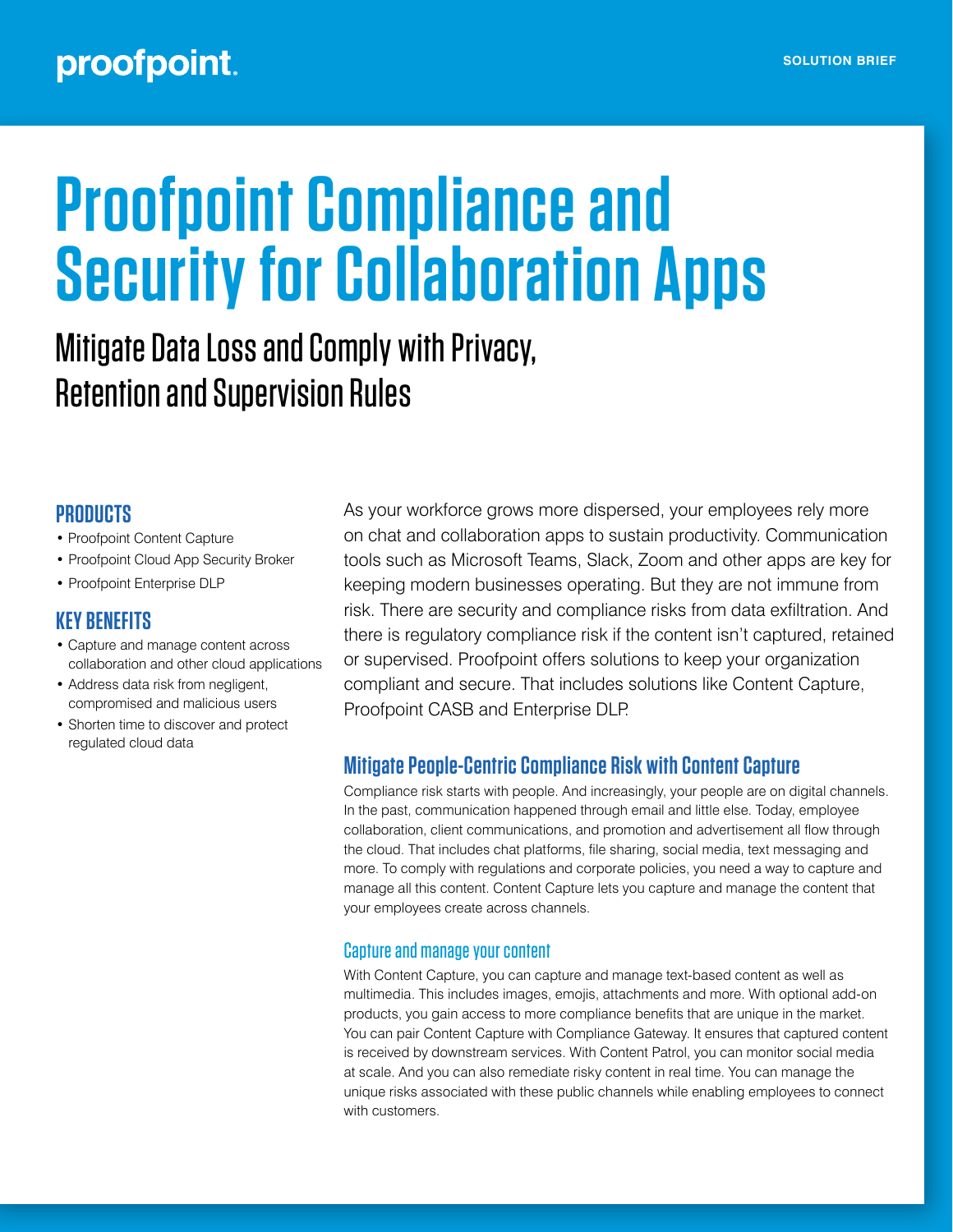proofpoint.

SOLUTION BRIEF

# Proofpoint Compliance and Security for Collaboration Apps

## Mitigate Data Loss and Comply with Privacy, Retention and Supervision Rules

### PRODUCTS

- Proofpoint Content Capture
- Proofpoint Cloud App Security Broker
- Proofpoint Enterprise DLP

### KEY BENEFITS

- Capture and manage content across collaboration and other cloud applications
- Address data risk from negligent, compromised and malicious users
- Shorten time to discover and protect regulated cloud data

As your workforce grows more dispersed, your employees rely more on chat and collaboration apps to sustain productivity. Communication tools such as Microsoft Teams, Slack, Zoom and other apps are key for keeping modern businesses operating. But they are not immune from risk. There are security and compliance risks from data exfiltration. And there is regulatory compliance risk if the content isn't captured, retained or supervised. Proofpoint offers solutions to keep your organization compliant and secure. That includes solutions like Content Capture, Proofpoint CASB and Enterprise DLP.

### Mitigate People-Centric Compliance Risk with Content Capture

Compliance risk starts with people. And increasingly, your people are on digital channels. In the past, communication happened through email and little else. Today, employee collaboration, client communications, and promotion and advertisement all flow through the cloud. That includes chat platforms, file sharing, social media, text messaging and more. To comply with regulations and corporate policies, you need a way to capture and manage all this content. Content Capture lets you capture and manage the content that your employees create across channels.

#### Capture and manage your content

With Content Capture, you can capture and manage text-based content as well as multimedia. This includes images, emojis, attachments and more. With optional add-on products, you gain access to more compliance benefits that are unique in the market. You can pair Content Capture with Compliance Gateway. It ensures that captured content is received by downstream services. With Content Patrol, you can monitor social media at scale. And you can also remediate risky content in real time. You can manage the unique risks associated with these public channels while enabling employees to connect with customers.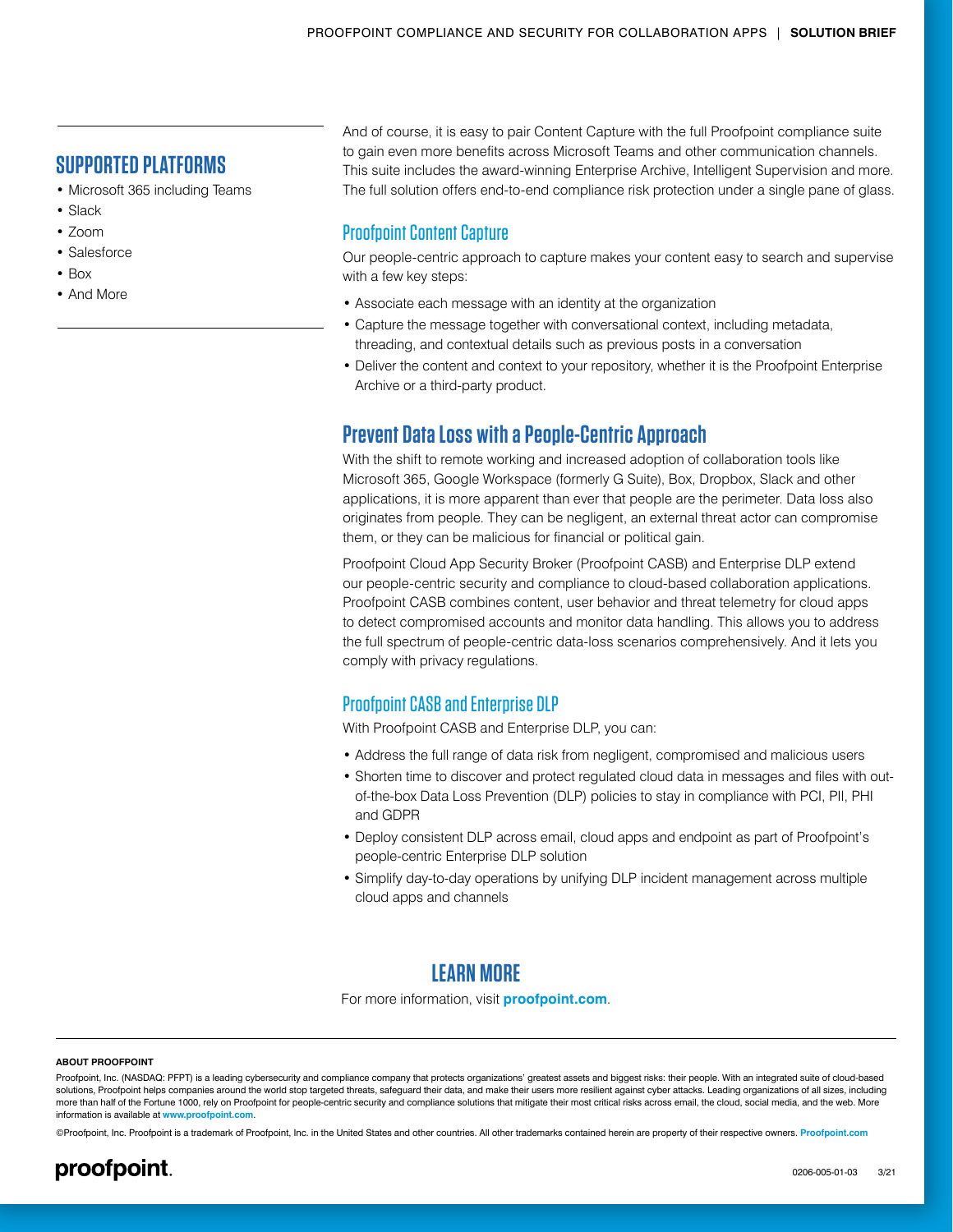## SUPPORTED PLATFORMS

- Microsoft 365 including Teams
- Slack
- Zoom
- Salesforce
- Box
- And More

And of course, it is easy to pair Content Capture with the full Proofpoint compliance suite to gain even more benefits across Microsoft Teams and other communication channels. This suite includes the award-winning Enterprise Archive, Intelligent Supervision and more. The full solution offers end-to-end compliance risk protection under a single pane of glass.

### Proofpoint Content Capture

Our people-centric approach to capture makes your content easy to search and supervise with a few key steps:

- Associate each message with an identity at the organization
- Capture the message together with conversational context, including metadata, threading, and contextual details such as previous posts in a conversation
- Deliver the content and context to your repository, whether it is the Proofpoint Enterprise Archive or a third-party product.

## Prevent Data Loss with a People-Centric Approach

With the shift to remote working and increased adoption of collaboration tools like Microsoft 365, Google Workspace (formerly G Suite), Box, Dropbox, Slack and other applications, it is more apparent than ever that people are the perimeter. Data loss also originates from people. They can be negligent, an external threat actor can compromise them, or they can be malicious for financial or political gain.

Proofpoint Cloud App Security Broker (Proofpoint CASB) and Enterprise DLP extend our people-centric security and compliance to cloud-based collaboration applications. Proofpoint CASB combines content, user behavior and threat telemetry for cloud apps to detect compromised accounts and monitor data handling. This allows you to address the full spectrum of people-centric data-loss scenarios comprehensively. And it lets you comply with privacy regulations.

### Proofpoint CASB and Enterprise DLP

With Proofpoint CASB and Enterprise DLP, you can:

- Address the full range of data risk from negligent, compromised and malicious users
- Shorten time to discover and protect regulated cloud data in messages and files with out-of-the-box Data Loss Prevention (DLP) policies to stay in compliance with PCI, PII, PHI and GDPR
- Deploy consistent DLP across email, cloud apps and endpoint as part of Proofpoint's people-centric Enterprise DLP solution
- Simplify day-to-day operations by unifying DLP incident management across multiple cloud apps and channels

## LEARN MORE

For more information, visit **proofpoint.com**.

**ABOUT PROOFPOINT**

Proofpoint, Inc. (NASDAQ: PFPT) is a leading cybersecurity and compliance company that protects organizations' greatest assets and biggest risks: their people. With an integrated suite of cloud-based solutions, Proofpoint helps companies around the world stop targeted threats, safeguard their data, and make their users more resilient against cyber attacks. Leading organizations of all sizes, including more than half of the Fortune 1000, rely on Proofpoint for people-centric security and compliance solutions that mitigate their most critical risks across email, the cloud, social media, and the web. More information is available at **www.proofpoint.com.**

©Proofpoint, Inc. Proofpoint is a trademark of Proofpoint, Inc. in the United States and other countries. All other trademarks contained herein are property of their respective owners. **Proofpoint.com**

proofpoint.

0206-005-01-03 3/21